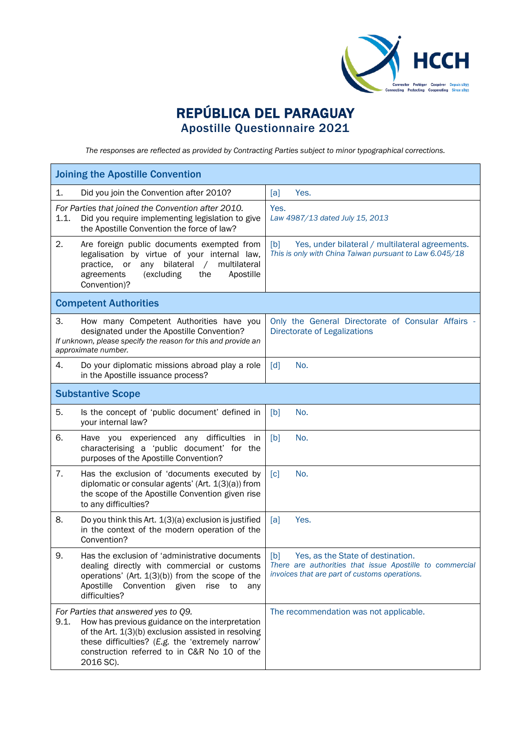# REPÚBLICA DEL PARAGUAY
## Apostille Questionnaire 2021

*The responses are reflected as provided by Contracting Parties subject to minor typographical corrections.*

| Joining the Apostille Convention | |
|---|---|
| 1. Did you join the Convention after 2010? | [a] Yes. |
| *For Parties that joined the Convention after 2010.* 1.1. Did you require implementing legislation to give the Apostille Convention the force of law? | Yes. *Law 4987/13 dated July 15, 2013* |
| 2. Are foreign public documents exempted from legalisation by virtue of your internal law, practice, or any bilateral / multilateral agreements (excluding the Apostille Convention)? | [b] Yes, under bilateral / multilateral agreements. *This is only with China Taiwan pursuant to Law 6.045/18* |
| **Competent Authorities** | |
| 3. How many Competent Authorities have you designated under the Apostille Convention? *If unknown, please specify the reason for this and provide an approximate number.* | Only the General Directorate of Consular Affairs - Directorate of Legalizations |
| 4. Do your diplomatic missions abroad play a role in the Apostille issuance process? | [d] No. |
| **Substantive Scope** | |
| 5. Is the concept of 'public document' defined in your internal law? | [b] No. |
| 6. Have you experienced any difficulties in characterising a 'public document' for the purposes of the Apostille Convention? | [b] No. |
| 7. Has the exclusion of 'documents executed by diplomatic or consular agents' (Art. 1(3)(a)) from the scope of the Apostille Convention given rise to any difficulties? | [c] No. |
| 8. Do you think this Art. 1(3)(a) exclusion is justified in the context of the modern operation of the Convention? | [a] Yes. |
| 9. Has the exclusion of 'administrative documents dealing directly with commercial or customs operations' (Art. 1(3)(b)) from the scope of the Apostille Convention given rise to any difficulties? | [b] Yes, as the State of destination. *There are authorities that issue Apostille to commercial invoices that are part of customs operations.* |
| *For Parties that answered yes to Q9.* 9.1. How has previous guidance on the interpretation of the Art. 1(3)(b) exclusion assisted in resolving these difficulties? (*E.g.* the 'extremely narrow' construction referred to in C&R No 10 of the 2016 SC). | The recommendation was not applicable. |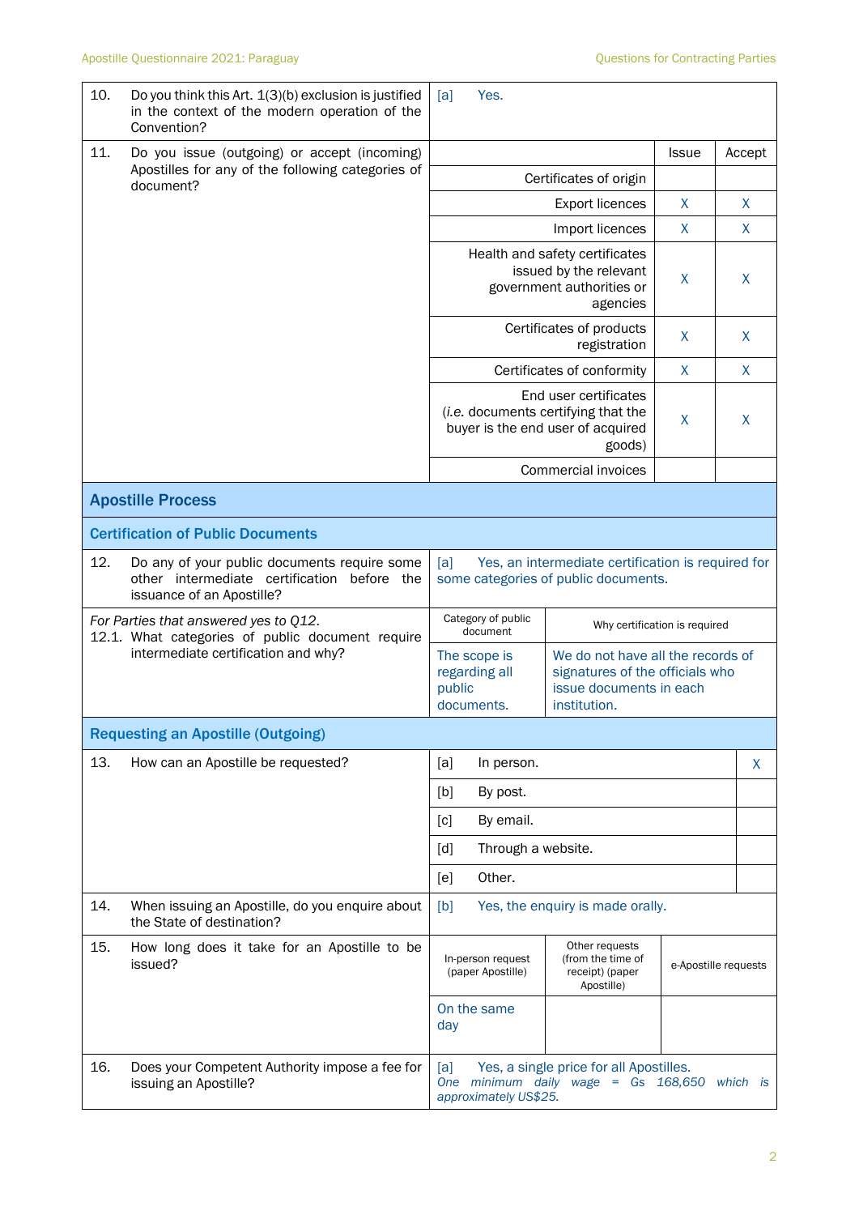| | | | | |
|---|---|---|---|---|
| 10. Do you think this Art. 1(3)(b) exclusion is justified in the context of the modern operation of the Convention? | [a] Yes. | | | |
| 11. Do you issue (outgoing) or accept (incoming) Apostilles for any of the following categories of document? | | | Issue | Accept |
| | Certificates of origin | | | |
| | Export licences | | X | X |
| | Import licences | | X | X |
| | Health and safety certificates issued by the relevant government authorities or agencies | | X | X |
| | Certificates of products registration | | X | X |
| | Certificates of conformity | | X | X |
| | End user certificates (*i.e.* documents certifying that the buyer is the end user of acquired goods) | | X | X |
| | Commercial invoices | | | |

## Apostille Process

### Certification of Public Documents

| | | |
|---|---|---|
| 12. Do any of your public documents require some other intermediate certification before the issuance of an Apostille? | [a] Yes, an intermediate certification is required for some categories of public documents. | |
| *For Parties that answered yes to Q12.* 12.1. What categories of public document require intermediate certification and why? | Category of public document | Why certification is required |
| | The scope is regarding all public documents. | We do not have all the records of signatures of the officials who issue documents in each institution. |

### Requesting an Apostille (Outgoing)

| | | |
|---|---|---|
| 13. How can an Apostille be requested? | [a] In person. | X |
| | [b] By post. | |
| | [c] By email. | |
| | [d] Through a website. | |
| | [e] Other. | |
| 14. When issuing an Apostille, do you enquire about the State of destination? | [b] Yes, the enquiry is made orally. | |

| | | | |
|---|---|---|---|
| 15. How long does it take for an Apostille to be issued? | In-person request (paper Apostille) | Other requests (from the time of receipt) (paper Apostille) | e-Apostille requests |
| | On the same day | | |
| 16. Does your Competent Authority impose a fee for issuing an Apostille? | [a] Yes, a single price for all Apostilles. *One minimum daily wage = Gs 168,650 which is approximately US$25.* | | |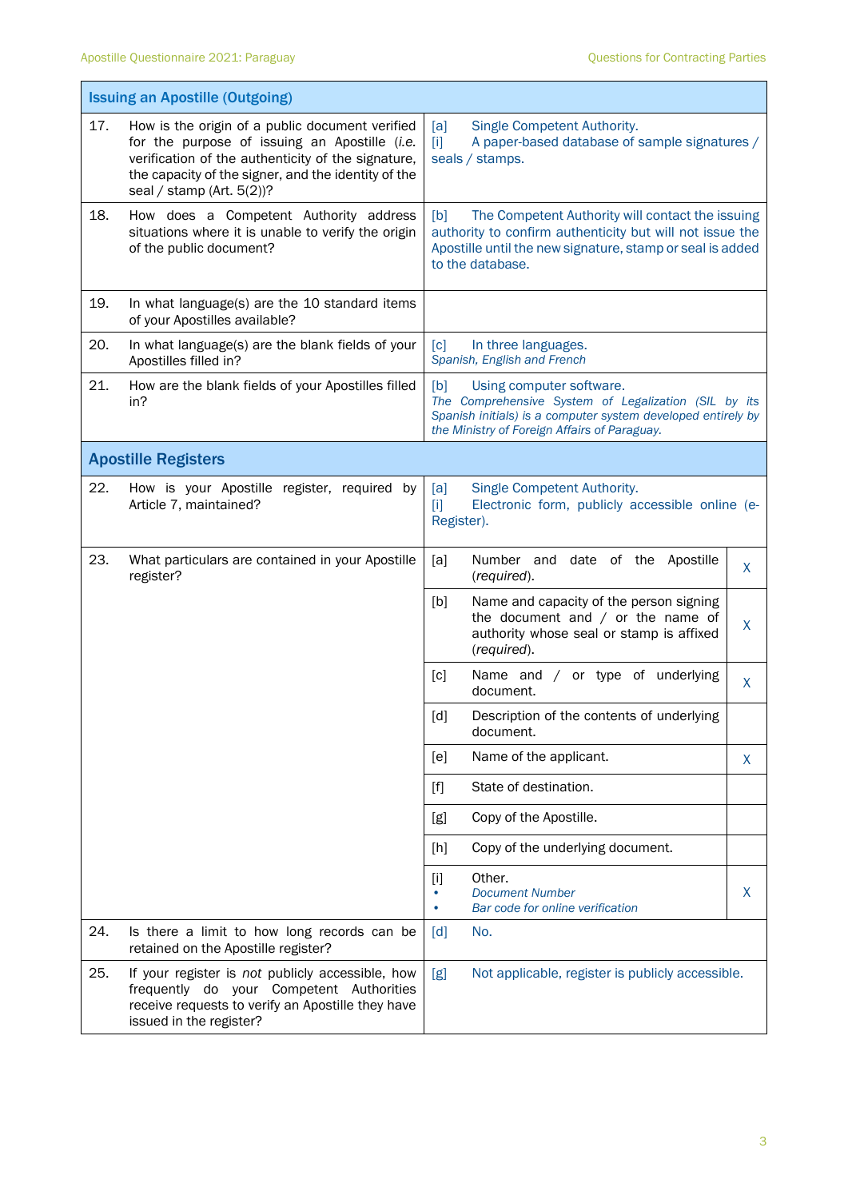| Issuing an Apostille (Outgoing) | | |
|---|---|---|
| 17. How is the origin of a public document verified for the purpose of issuing an Apostille (*i.e.* verification of the authenticity of the signature, the capacity of the signer, and the identity of the seal / stamp (Art. 5(2))? | [a] Single Competent Authority.<br>[i] A paper-based database of sample signatures / seals / stamps. | |
| 18. How does a Competent Authority address situations where it is unable to verify the origin of the public document? | [b] The Competent Authority will contact the issuing authority to confirm authenticity but will not issue the Apostille until the new signature, stamp or seal is added to the database. | |
| 19. In what language(s) are the 10 standard items of your Apostilles available? | | |
| 20. In what language(s) are the blank fields of your Apostilles filled in? | [c] In three languages.<br>*Spanish, English and French* | |
| 21. How are the blank fields of your Apostilles filled in? | [b] Using computer software.<br>*The Comprehensive System of Legalization (SIL by its Spanish initials) is a computer system developed entirely by the Ministry of Foreign Affairs of Paraguay.* | |
| **Apostille Registers** | | |
| 22. How is your Apostille register, required by Article 7, maintained? | [a] Single Competent Authority.<br>[i] Electronic form, publicly accessible online (e-Register). | |
| 23. What particulars are contained in your Apostille register? | [a] Number and date of the Apostille (*required*). | X |
| | [b] Name and capacity of the person signing the document and / or the name of authority whose seal or stamp is affixed (*required*). | X |
| | [c] Name and / or type of underlying document. | X |
| | [d] Description of the contents of underlying document. | |
| | [e] Name of the applicant. | X |
| | [f] State of destination. | |
| | [g] Copy of the Apostille. | |
| | [h] Copy of the underlying document. | |
| | [i] Other.<br>• *Document Number*<br>• *Bar code for online verification* | X |
| 24. Is there a limit to how long records can be retained on the Apostille register? | [d] No. | |
| 25. If your register is *not* publicly accessible, how frequently do your Competent Authorities receive requests to verify an Apostille they have issued in the register? | [g] Not applicable, register is publicly accessible. | |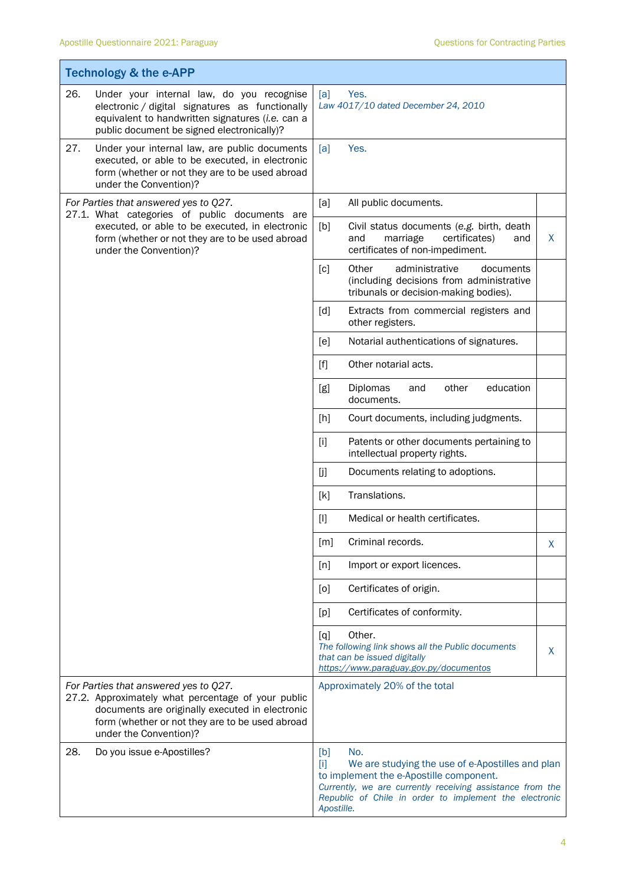| Technology & the e-APP | | |
|---|---|---|
| 26. Under your internal law, do you recognise electronic / digital signatures as functionally equivalent to handwritten signatures (*i.e.* can a public document be signed electronically)? | [a] Yes. *Law 4017/10 dated December 24, 2010* | |
| 27. Under your internal law, are public documents executed, or able to be executed, in electronic form (whether or not they are to be used abroad under the Convention)? | [a] Yes. | |
| *For Parties that answered yes to Q27.* 27.1. What categories of public documents are executed, or able to be executed, in electronic form (whether or not they are to be used abroad under the Convention)? | [a] All public documents. | |
| | [b] Civil status documents (e.g. birth, death and marriage certificates) and certificates of non-impediment. | X |
| | [c] Other administrative documents (including decisions from administrative tribunals or decision-making bodies). | |
| | [d] Extracts from commercial registers and other registers. | |
| | [e] Notarial authentications of signatures. | |
| | [f] Other notarial acts. | |
| | [g] Diplomas and other education documents. | |
| | [h] Court documents, including judgments. | |
| | [i] Patents or other documents pertaining to intellectual property rights. | |
| | [j] Documents relating to adoptions. | |
| | [k] Translations. | |
| | [l] Medical or health certificates. | |
| | [m] Criminal records. | X |
| | [n] Import or export licences. | |
| | [o] Certificates of origin. | |
| | [p] Certificates of conformity. | |
| | [q] Other. *The following link shows all the Public documents that can be issued digitally* *https://www.paraguay.gov.py/documentos* | X |
| *For Parties that answered yes to Q27.* 27.2. Approximately what percentage of your public documents are originally executed in electronic form (whether or not they are to be used abroad under the Convention)? | Approximately 20% of the total | |
| 28. Do you issue e-Apostilles? | [b] No. [i] We are studying the use of e-Apostilles and plan to implement the e-Apostille component. *Currently, we are currently receiving assistance from the Republic of Chile in order to implement the electronic Apostille.* | |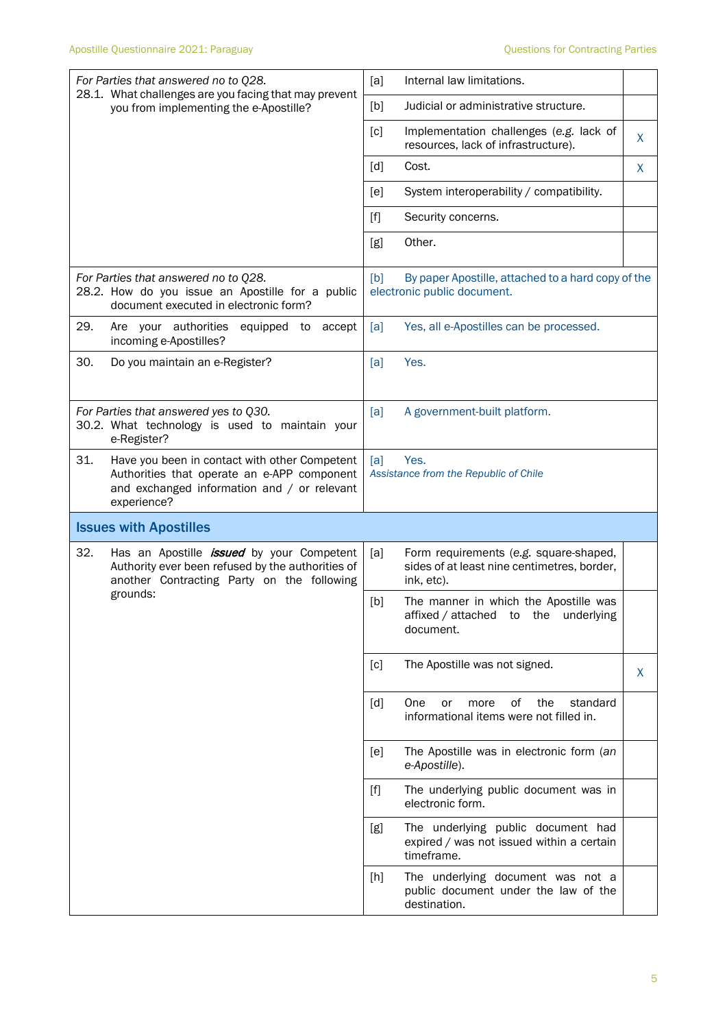| Question | | Answer | |
|---|---|---|---|
| *For Parties that answered no to Q28.*<br>28.1. What challenges are you facing that may prevent you from implementing the e-Apostille? | [a] | Internal law limitations. | |
| | [b] | Judicial or administrative structure. | |
| | [c] | Implementation challenges (*e.g.* lack of resources, lack of infrastructure). | X |
| | [d] | Cost. | X |
| | [e] | System interoperability / compatibility. | |
| | [f] | Security concerns. | |
| | [g] | Other. | |
| *For Parties that answered no to Q28.*<br>28.2. How do you issue an Apostille for a public document executed in electronic form? | [b] | By paper Apostille, attached to a hard copy of the electronic public document. | |
| 29. Are your authorities equipped to accept incoming e-Apostilles? | [a] | Yes, all e-Apostilles can be processed. | |
| 30. Do you maintain an e-Register? | [a] | Yes. | |
| *For Parties that answered yes to Q30.*<br>30.2. What technology is used to maintain your e-Register? | [a] | A government-built platform. | |
| 31. Have you been in contact with other Competent Authorities that operate an e-APP component and exchanged information and / or relevant experience? | [a] | Yes.<br>*Assistance from the Republic of Chile* | |

## Issues with Apostilles

| Question | | Answer | |
|---|---|---|---|
| 32. Has an Apostille ***issued*** by your Competent Authority ever been refused by the authorities of another Contracting Party on the following grounds: | [a] | Form requirements (*e.g.* square-shaped, sides of at least nine centimetres, border, ink, etc). | |
| | [b] | The manner in which the Apostille was affixed / attached to the underlying document. | |
| | [c] | The Apostille was not signed. | X |
| | [d] | One or more of the standard informational items were not filled in. | |
| | [e] | The Apostille was in electronic form (*an e-Apostille*). | |
| | [f] | The underlying public document was in electronic form. | |
| | [g] | The underlying public document had expired / was not issued within a certain timeframe. | |
| | [h] | The underlying document was not a public document under the law of the destination. | |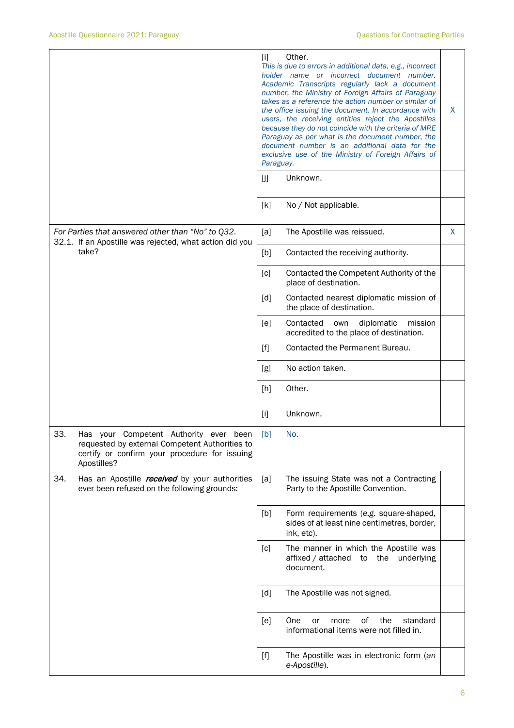| | | | |
|---|---|---|---|
| | [i] | Other. *This is due to errors in additional data, e.g., incorrect holder name or incorrect document number. Academic Transcripts regularly lack a document number, the Ministry of Foreign Affairs of Paraguay takes as a reference the action number or similar of the office issuing the document. In accordance with users, the receiving entities reject the Apostilles because they do not coincide with the criteria of MRE Paraguay as per what is the document number, the document number is an additional data for the exclusive use of the Ministry of Foreign Affairs of Paraguay.* | X |
| | [j] | Unknown. | |
| | [k] | No / Not applicable. | |
| *For Parties that answered other than "No" to Q32.* 32.1. If an Apostille was rejected, what action did you take? | [a] | The Apostille was reissued. | X |
| | [b] | Contacted the receiving authority. | |
| | [c] | Contacted the Competent Authority of the place of destination. | |
| | [d] | Contacted nearest diplomatic mission of the place of destination. | |
| | [e] | Contacted own diplomatic mission accredited to the place of destination. | |
| | [f] | Contacted the Permanent Bureau. | |
| | [g] | No action taken. | |
| | [h] | Other. | |
| | [i] | Unknown. | |
| 33. Has your Competent Authority ever been requested by external Competent Authorities to certify or confirm your procedure for issuing Apostilles? | [b] | No. | |
| 34. Has an Apostille ***received*** by your authorities ever been refused on the following grounds: | [a] | The issuing State was not a Contracting Party to the Apostille Convention. | |
| | [b] | Form requirements (e.g. square-shaped, sides of at least nine centimetres, border, ink, etc). | |
| | [c] | The manner in which the Apostille was affixed / attached to the underlying document. | |
| | [d] | The Apostille was not signed. | |
| | [e] | One or more of the standard informational items were not filled in. | |
| | [f] | The Apostille was in electronic form (*an e-Apostille*). | |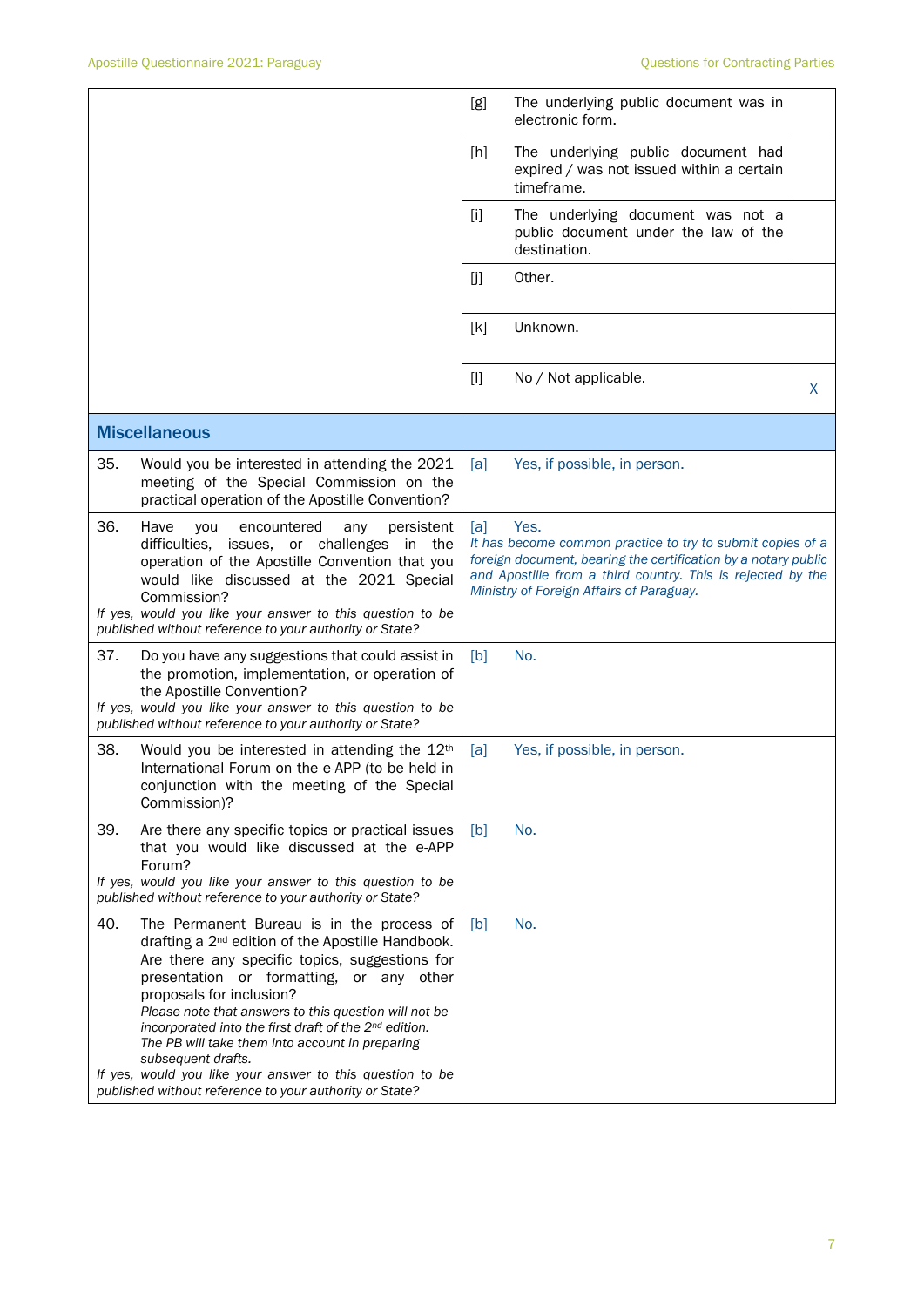| | | | |
|---|---|---|---|
| | [g] | The underlying public document was in electronic form. | |
| | [h] | The underlying public document had expired / was not issued within a certain timeframe. | |
| | [i] | The underlying document was not a public document under the law of the destination. | |
| | [j] | Other. | |
| | [k] | Unknown. | |
| | [l] | No / Not applicable. | X |

## Miscellaneous

| | |
|---|---|
| 35. Would you be interested in attending the 2021 meeting of the Special Commission on the practical operation of the Apostille Convention? | [a] Yes, if possible, in person. |
| 36. Have you encountered any persistent difficulties, issues, or challenges in the operation of the Apostille Convention that you would like discussed at the 2021 Special Commission?<br>*If yes, would you like your answer to this question to be published without reference to your authority or State?* | [a] Yes.<br>*It has become common practice to try to submit copies of a foreign document, bearing the certification by a notary public and Apostille from a third country. This is rejected by the Ministry of Foreign Affairs of Paraguay.* |
| 37. Do you have any suggestions that could assist in the promotion, implementation, or operation of the Apostille Convention?<br>*If yes, would you like your answer to this question to be published without reference to your authority or State?* | [b] No. |
| 38. Would you be interested in attending the 12th International Forum on the e-APP (to be held in conjunction with the meeting of the Special Commission)? | [a] Yes, if possible, in person. |
| 39. Are there any specific topics or practical issues that you would like discussed at the e-APP Forum?<br>*If yes, would you like your answer to this question to be published without reference to your authority or State?* | [b] No. |
| 40. The Permanent Bureau is in the process of drafting a 2nd edition of the Apostille Handbook. Are there any specific topics, suggestions for presentation or formatting, or any other proposals for inclusion?<br>*Please note that answers to this question will not be incorporated into the first draft of the 2nd edition. The PB will take them into account in preparing subsequent drafts.*<br>*If yes, would you like your answer to this question to be published without reference to your authority or State?* | [b] No. |